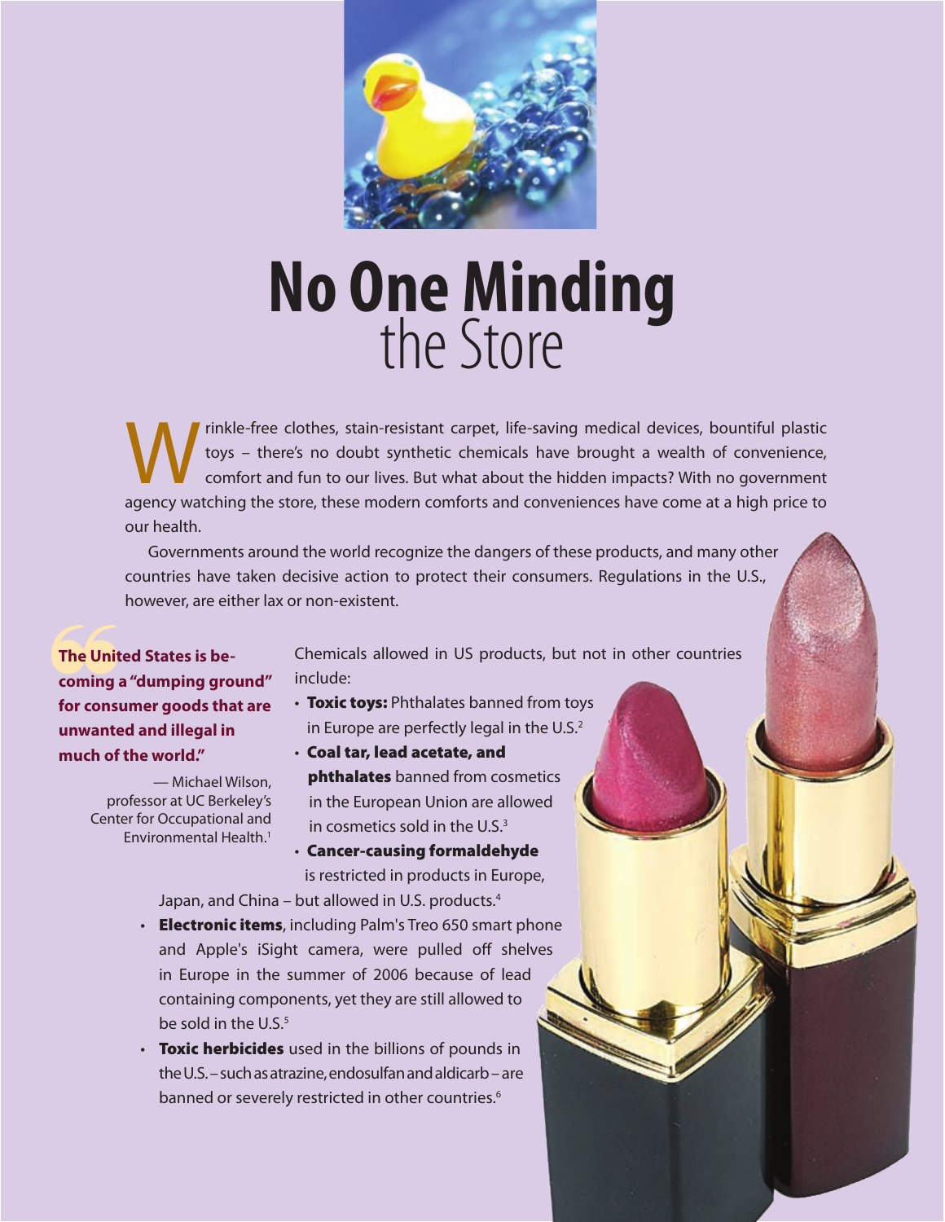# No One Minding the Store

Wrinkle-free clothes, stain-resistant carpet, life-saving medical devices, bountiful plastic toys – there's no doubt synthetic chemicals have brought a wealth of convenience, comfort and fun to our lives. But what about the hidden impacts? With no government agency watching the store, these modern comforts and conveniences have come at a high price to our health.

Governments around the world recognize the dangers of these products, and many other countries have taken decisive action to protect their consumers. Regulations in the U.S., however, are either lax or non-existent.

> **"The United States is becoming a "dumping ground" for consumer goods that are unwanted and illegal in much of the world."**
>
> — Michael Wilson, professor at UC Berkeley's Center for Occupational and Environmental Health.[1]

Chemicals allowed in US products, but not in other countries include:

- **Toxic toys:** Phthalates banned from toys in Europe are perfectly legal in the U.S.[2]
- **Coal tar, lead acetate, and phthalates** banned from cosmetics in the European Union are allowed in cosmetics sold in the U.S.[3]
- **Cancer-causing formaldehyde** is restricted in products in Europe, Japan, and China – but allowed in U.S. products.[4]
- **Electronic items**, including Palm's Treo 650 smart phone and Apple's iSight camera, were pulled off shelves in Europe in the summer of 2006 because of lead containing components, yet they are still allowed to be sold in the U.S.[5]
- **Toxic herbicides** used in the billions of pounds in the U.S. – such as atrazine, endosulfan and aldicarb – are banned or severely restricted in other countries.[6]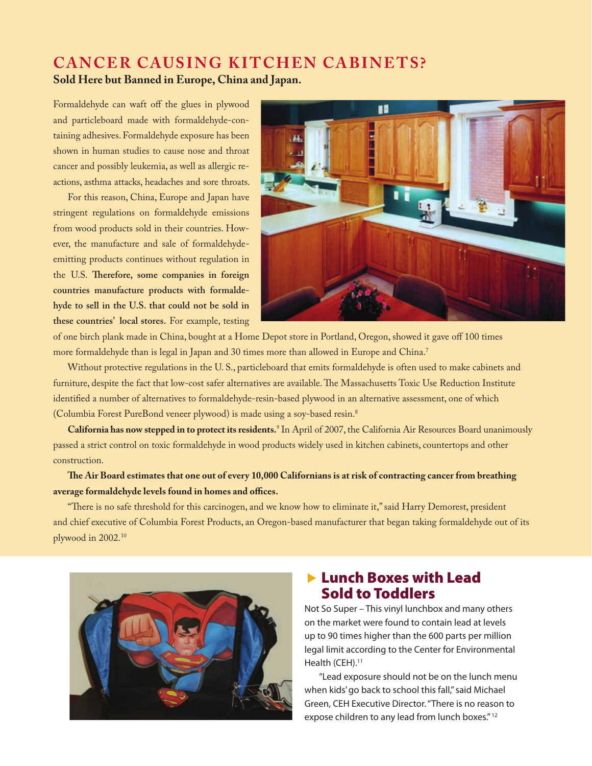## CANCER CAUSING KITCHEN CABINETS?

**Sold Here but Banned in Europe, China and Japan.**

Formaldehyde can waft off the glues in plywood and particleboard made with formaldehyde-containing adhesives. Formaldehyde exposure has been shown in human studies to cause nose and throat cancer and possibly leukemia, as well as allergic reactions, asthma attacks, headaches and sore throats.

For this reason, China, Europe and Japan have stringent regulations on formaldehyde emissions from wood products sold in their countries. However, the manufacture and sale of formaldehyde-emitting products continues without regulation in the U.S. **Therefore, some companies in foreign countries manufacture products with formaldehyde to sell in the U.S. that could not be sold in these countries' local stores.** For example, testing of one birch plank made in China, bought at a Home Depot store in Portland, Oregon, showed it gave off 100 times more formaldehyde than is legal in Japan and 30 times more than allowed in Europe and China.[7]

Without protective regulations in the U. S., particleboard that emits formaldehyde is often used to make cabinets and furniture, despite the fact that low-cost safer alternatives are available. The Massachusetts Toxic Use Reduction Institute identified a number of alternatives to formaldehyde-resin-based plywood in an alternative assessment, one of which (Columbia Forest PureBond veneer plywood) is made using a soy-based resin.[8]

**California has now stepped in to protect its residents.**[9] In April of 2007, the California Air Resources Board unanimously passed a strict control on toxic formaldehyde in wood products widely used in kitchen cabinets, countertops and other construction.

**The Air Board estimates that one out of every 10,000 Californians is at risk of contracting cancer from breathing average formaldehyde levels found in homes and offices.**

"There is no safe threshold for this carcinogen, and we know how to eliminate it," said Harry Demorest, president and chief executive of Columbia Forest Products, an Oregon-based manufacturer that began taking formaldehyde out of its plywood in 2002.[10]

## Lunch Boxes with Lead Sold to Toddlers

Not So Super – This vinyl lunchbox and many others on the market were found to contain lead at levels up to 90 times higher than the 600 parts per million legal limit according to the Center for Environmental Health (CEH).[11]

"Lead exposure should not be on the lunch menu when kids' go back to school this fall," said Michael Green, CEH Executive Director. "There is no reason to expose children to any lead from lunch boxes."[12]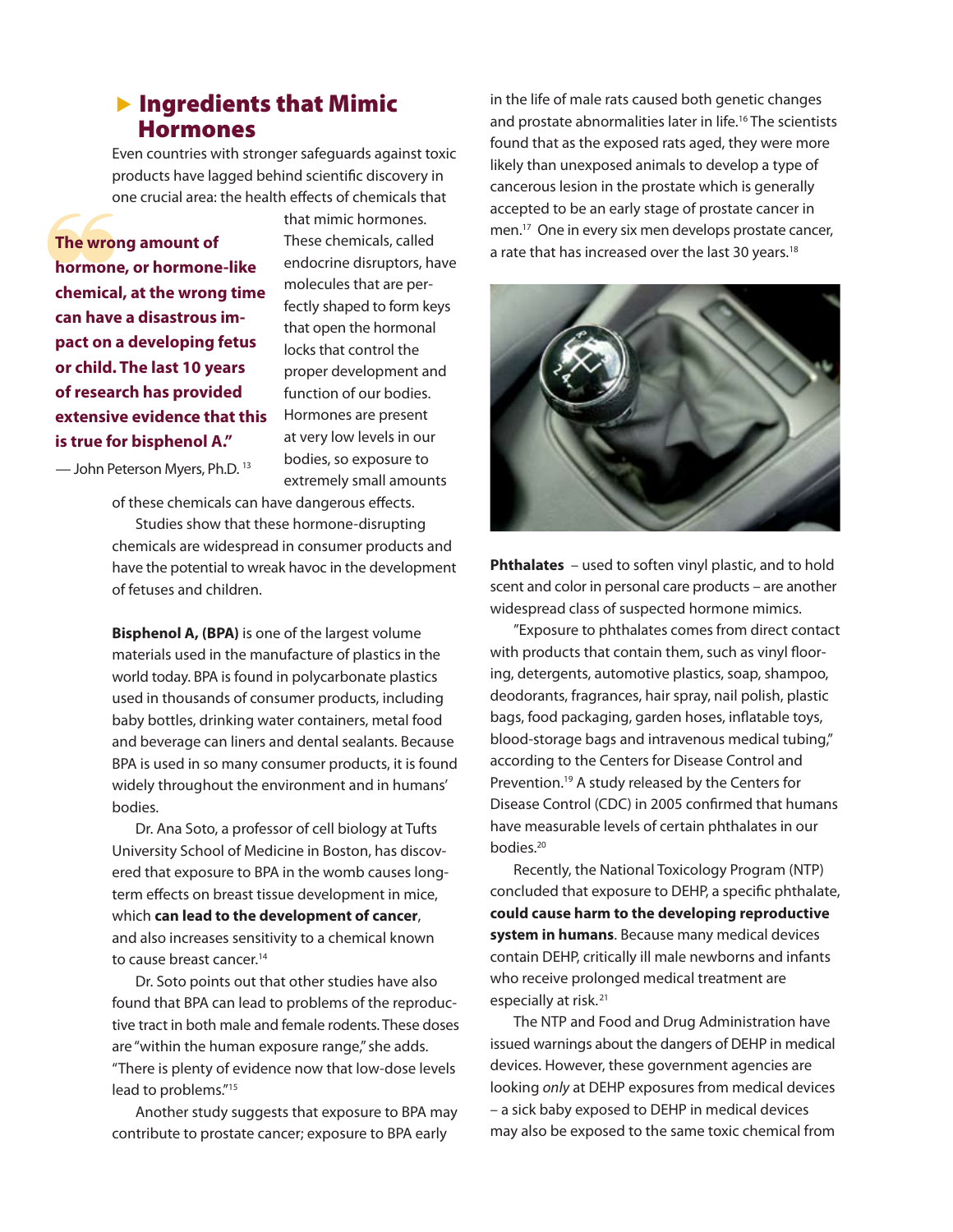## Ingredients that Mimic Hormones

Even countries with stronger safeguards against toxic products have lagged behind scientific discovery in one crucial area: the health effects of chemicals that that mimic hormones. These chemicals, called endocrine disruptors, have molecules that are perfectly shaped to form keys that open the hormonal locks that control the proper development and function of our bodies. Hormones are present at very low levels in our bodies, so exposure to extremely small amounts of these chemicals can have dangerous effects.

> **"The wrong amount of hormone, or hormone-like chemical, at the wrong time can have a disastrous impact on a developing fetus or child. The last 10 years of research has provided extensive evidence that this is true for bisphenol A."**
>
> — John Peterson Myers, Ph.D.[13]

Studies show that these hormone-disrupting chemicals are widespread in consumer products and have the potential to wreak havoc in the development of fetuses and children.

**Bisphenol A, (BPA)** is one of the largest volume materials used in the manufacture of plastics in the world today. BPA is found in polycarbonate plastics used in thousands of consumer products, including baby bottles, drinking water containers, metal food and beverage can liners and dental sealants. Because BPA is used in so many consumer products, it is found widely throughout the environment and in humans' bodies.

Dr. Ana Soto, a professor of cell biology at Tufts University School of Medicine in Boston, has discovered that exposure to BPA in the womb causes long-term effects on breast tissue development in mice, which **can lead to the development of cancer**, and also increases sensitivity to a chemical known to cause breast cancer.[14]

Dr. Soto points out that other studies have also found that BPA can lead to problems of the reproductive tract in both male and female rodents. These doses are "within the human exposure range," she adds. "There is plenty of evidence now that low-dose levels lead to problems."[15]

Another study suggests that exposure to BPA may contribute to prostate cancer; exposure to BPA early in the life of male rats caused both genetic changes and prostate abnormalities later in life.[16] The scientists found that as the exposed rats aged, they were more likely than unexposed animals to develop a type of cancerous lesion in the prostate which is generally accepted to be an early stage of prostate cancer in men.[17] One in every six men develops prostate cancer, a rate that has increased over the last 30 years.[18]

**Phthalates** – used to soften vinyl plastic, and to hold scent and color in personal care products – are another widespread class of suspected hormone mimics.

"Exposure to phthalates comes from direct contact with products that contain them, such as vinyl flooring, detergents, automotive plastics, soap, shampoo, deodorants, fragrances, hair spray, nail polish, plastic bags, food packaging, garden hoses, inflatable toys, blood-storage bags and intravenous medical tubing," according to the Centers for Disease Control and Prevention.[19] A study released by the Centers for Disease Control (CDC) in 2005 confirmed that humans have measurable levels of certain phthalates in our bodies.[20]

Recently, the National Toxicology Program (NTP) concluded that exposure to DEHP, a specific phthalate, **could cause harm to the developing reproductive system in humans**. Because many medical devices contain DEHP, critically ill male newborns and infants who receive prolonged medical treatment are especially at risk.[21]

The NTP and Food and Drug Administration have issued warnings about the dangers of DEHP in medical devices. However, these government agencies are looking *only* at DEHP exposures from medical devices – a sick baby exposed to DEHP in medical devices may also be exposed to the same toxic chemical from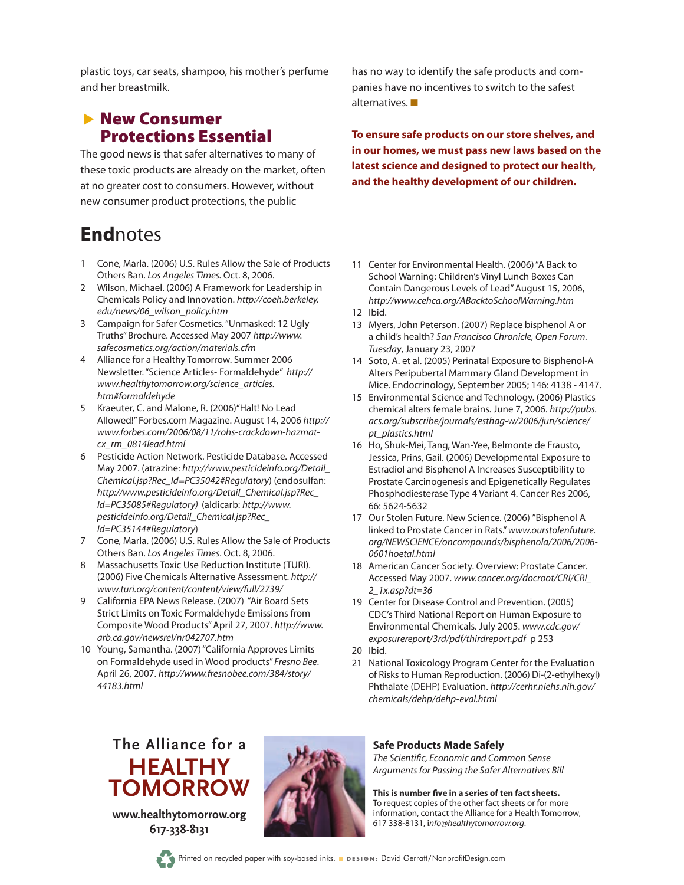plastic toys, car seats, shampoo, his mother's perfume and her breastmilk.

## New Consumer Protections Essential

The good news is that safer alternatives to many of these toxic products are already on the market, often at no greater cost to consumers. However, without new consumer product protections, the public has no way to identify the safe products and companies have no incentives to switch to the safest alternatives.

**To ensure safe products on our store shelves, and in our homes, we must pass new laws based on the latest science and designed to protect our health, and the healthy development of our children.**

# Endnotes

1. Cone, Marla. (2006) U.S. Rules Allow the Sale of Products Others Ban. *Los Angeles Times.* Oct. 8, 2006.
2. Wilson, Michael. (2006) A Framework for Leadership in Chemicals Policy and Innovation. *http://coeh.berkeley.edu/news/06_wilson_policy.htm*
3. Campaign for Safer Cosmetics. "Unmasked: 12 Ugly Truths" Brochure. Accessed May 2007 *http://www.safecosmetics.org/action/materials.cfm*
4. Alliance for a Healthy Tomorrow. Summer 2006 Newsletter. "Science Articles- Formaldehyde" *http://www.healthytomorrow.org/science_articles.htm#formaldehyde*
5. Kraeuter, C. and Malone, R. (2006)"Halt! No Lead Allowed!" Forbes.com Magazine. August 14, 2006 *http://www.forbes.com/2006/08/11/rohs-crackdown-hazmat-cx_rm_0814lead.html*
6. Pesticide Action Network. Pesticide Database. Accessed May 2007. (atrazine: *http://www.pesticideinfo.org/Detail_Chemical.jsp?Rec_Id=PC35042#Regulatory*) (endosulfan: *http://www.pesticideinfo.org/Detail_Chemical.jsp?Rec_Id=PC35085#Regulatory*) (aldicarb: *http://www.pesticideinfo.org/Detail_Chemical.jsp?Rec_Id=PC35144#Regulatory*)
7. Cone, Marla. (2006) U.S. Rules Allow the Sale of Products Others Ban. *Los Angeles Times*. Oct. 8, 2006.
8. Massachusetts Toxic Use Reduction Institute (TURI). (2006) Five Chemicals Alternative Assessment. *http://www.turi.org/content/content/view/full/2739/*
9. California EPA News Release. (2007) "Air Board Sets Strict Limits on Toxic Formaldehyde Emissions from Composite Wood Products" April 27, 2007. *http://www.arb.ca.gov/newsrel/nr042707.htm*
10. Young, Samantha. (2007) "California Approves Limits on Formaldehyde used in Wood products" *Fresno Bee*. April 26, 2007. *http://www.fresnobee.com/384/story/44183.html*
11. Center for Environmental Health. (2006) "A Back to School Warning: Children's Vinyl Lunch Boxes Can Contain Dangerous Levels of Lead" August 15, 2006, *http://www.cehca.org/ABacktoSchoolWarning.htm*
12. Ibid.
13. Myers, John Peterson. (2007) Replace bisphenol A or a child's health? *San Francisco Chronicle, Open Forum. Tuesday*, January 23, 2007
14. Soto, A. et al. (2005) Perinatal Exposure to Bisphenol-A Alters Peripubertal Mammary Gland Development in Mice. Endocrinology, September 2005; 146: 4138 - 4147.
15. Environmental Science and Technology. (2006) Plastics chemical alters female brains. June 7, 2006. *http://pubs.acs.org/subscribe/journals/esthag-w/2006/jun/science/pt_plastics.html*
16. Ho, Shuk-Mei, Tang, Wan-Yee, Belmonte de Frausto, Jessica, Prins, Gail. (2006) Developmental Exposure to Estradiol and Bisphenol A Increases Susceptibility to Prostate Carcinogenesis and Epigenetically Regulates Phosphodiesterase Type 4 Variant 4. Cancer Res 2006, 66: 5624-5632
17. Our Stolen Future. New Science. (2006) "Bisphenol A linked to Prostate Cancer in Rats." *www.ourstolenfuture.org/NEWSCIENCE/oncompounds/bisphenola/2006/2006-0601hoetal.html*
18. American Cancer Society. Overview: Prostate Cancer. Accessed May 2007. *www.cancer.org/docroot/CRI/CRI_2_1x.asp?dt=36*
19. Center for Disease Control and Prevention. (2005) CDC's Third National Report on Human Exposure to Environmental Chemicals. July 2005. *www.cdc.gov/exposurereport/3rd/pdf/thirdreport.pdf* p 253
20. Ibid.
21. National Toxicology Program Center for the Evaluation of Risks to Human Reproduction. (2006) Di-(2-ethylhexyl) Phthalate (DEHP) Evaluation. *http://cerhr.niehs.nih.gov/chemicals/dehp/dehp-eval.html*

The Alliance for a **HEALTHY TOMORROW**

**www.healthytomorrow.org**
**617-338-8131**

**Safe Products Made Safely**
*The Scientific, Economic and Common Sense Arguments for Passing the Safer Alternatives Bill*

**This is number five in a series of ten fact sheets.**
To request copies of the other fact sheets or for more information, contact the Alliance for a Healthy Tomorrow, 617 338-8131, *info@healthytomorrow.org.*

Printed on recycled paper with soy-based inks. DESIGN: David Gerratt/NonprofitDesign.com